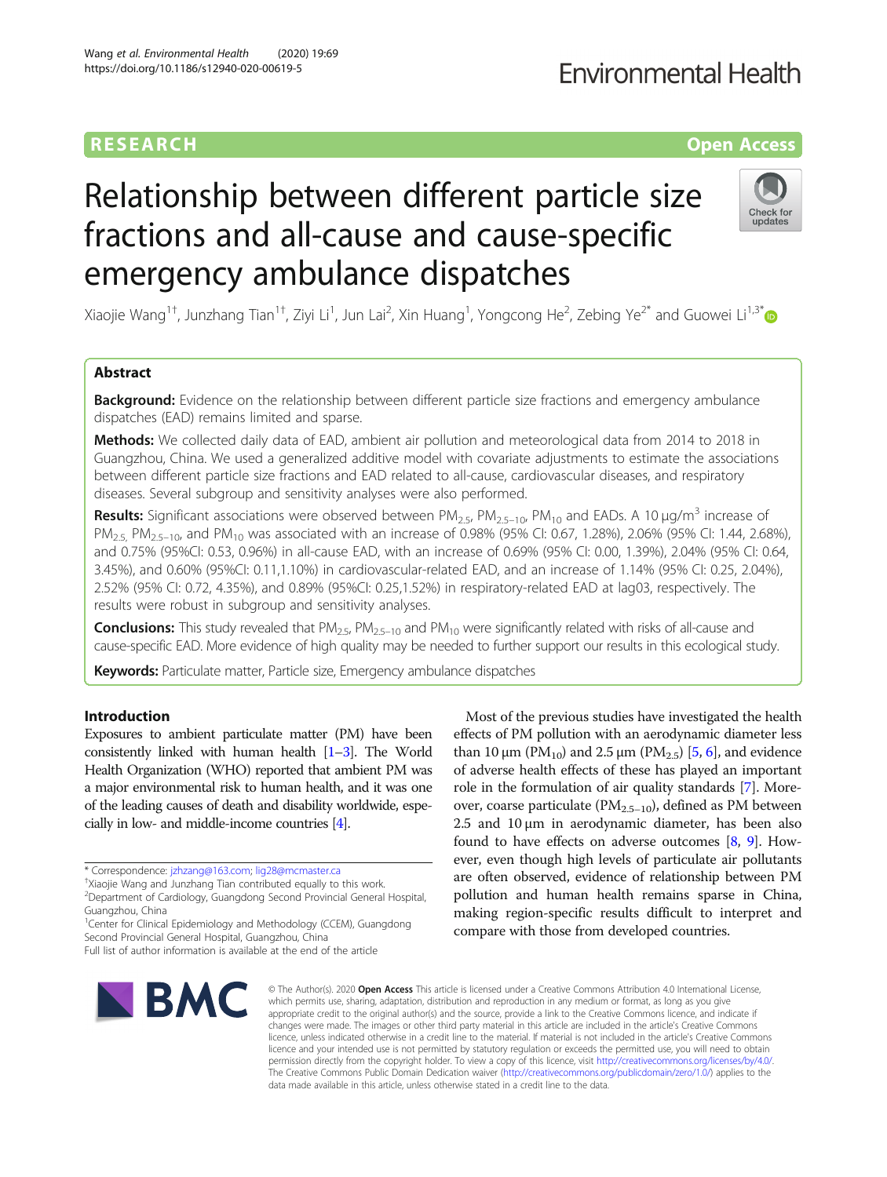RESEARCH

Open Access

# Relationship between different particle size fractions and all-cause and cause-specific emergency ambulance dispatches

Xiaojie Wang[1†], Junzhang Tian[1†], Ziyi Li[1], Jun Lai[2], Xin Huang[1], Yongcong He[2], Zebing Ye[2*] and Guowei Li[1,3*]

## Abstract

**Background:** Evidence on the relationship between different particle size fractions and emergency ambulance dispatches (EAD) remains limited and sparse.

**Methods:** We collected daily data of EAD, ambient air pollution and meteorological data from 2014 to 2018 in Guangzhou, China. We used a generalized additive model with covariate adjustments to estimate the associations between different particle size fractions and EAD related to all-cause, cardiovascular diseases, and respiratory diseases. Several subgroup and sensitivity analyses were also performed.

**Results:** Significant associations were observed between $PM_{2.5}$, $PM_{2.5-10}$, $PM_{10}$ and EADs. A 10 μg/m$^3$ increase of $PM_{2.5}$, $PM_{2.5-10}$, and $PM_{10}$ was associated with an increase of 0.98% (95% CI: 0.67, 1.28%), 2.06% (95% CI: 1.44, 2.68%), and 0.75% (95%CI: 0.53, 0.96%) in all-cause EAD, with an increase of 0.69% (95% CI: 0.00, 1.39%), 2.04% (95% CI: 0.64, 3.45%), and 0.60% (95%CI: 0.11,1.10%) in cardiovascular-related EAD, and an increase of 1.14% (95% CI: 0.25, 2.04%), 2.52% (95% CI: 0.72, 4.35%), and 0.89% (95%CI: 0.25,1.52%) in respiratory-related EAD at lag03, respectively. The results were robust in subgroup and sensitivity analyses.

**Conclusions:** This study revealed that $PM_{2.5}$, $PM_{2.5-10}$ and $PM_{10}$ were significantly related with risks of all-cause and cause-specific EAD. More evidence of high quality may be needed to further support our results in this ecological study.

**Keywords:** Particulate matter, Particle size, Emergency ambulance dispatches

## Introduction

Exposures to ambient particulate matter (PM) have been consistently linked with human health [1–3]. The World Health Organization (WHO) reported that ambient PM was a major environmental risk to human health, and it was one of the leading causes of death and disability worldwide, especially in low- and middle-income countries [4].

Most of the previous studies have investigated the health effects of PM pollution with an aerodynamic diameter less than 10 μm ($PM_{10}$) and 2.5 μm ($PM_{2.5}$) [5, 6], and evidence of adverse health effects of these has played an important role in the formulation of air quality standards [7]. Moreover, coarse particulate ($PM_{2.5-10}$), defined as PM between 2.5 and 10 μm in aerodynamic diameter, has been also found to have effects on adverse outcomes [8, 9]. However, even though high levels of particulate air pollutants are often observed, evidence of relationship between PM pollution and human health remains sparse in China, making region-specific results difficult to interpret and compare with those from developed countries.

\* Correspondence: jzhzang@163.com; lig28@mcmaster.ca
†Xiaojie Wang and Junzhang Tian contributed equally to this work.
[2]Department of Cardiology, Guangdong Second Provincial General Hospital, Guangzhou, China
[1]Center for Clinical Epidemiology and Methodology (CCEM), Guangdong Second Provincial General Hospital, Guangzhou, China
Full list of author information is available at the end of the article

© The Author(s). 2020 **Open Access** This article is licensed under a Creative Commons Attribution 4.0 International License, which permits use, sharing, adaptation, distribution and reproduction in any medium or format, as long as you give appropriate credit to the original author(s) and the source, provide a link to the Creative Commons licence, and indicate if changes were made. The images or other third party material in this article are included in the article's Creative Commons licence, unless indicated otherwise in a credit line to the material. If material is not included in the article's Creative Commons licence and your intended use is not permitted by statutory regulation or exceeds the permitted use, you will need to obtain permission directly from the copyright holder. To view a copy of this licence, visit http://creativecommons.org/licenses/by/4.0/. The Creative Commons Public Domain Dedication waiver (http://creativecommons.org/publicdomain/zero/1.0/) applies to the data made available in this article, unless otherwise stated in a credit line to the data.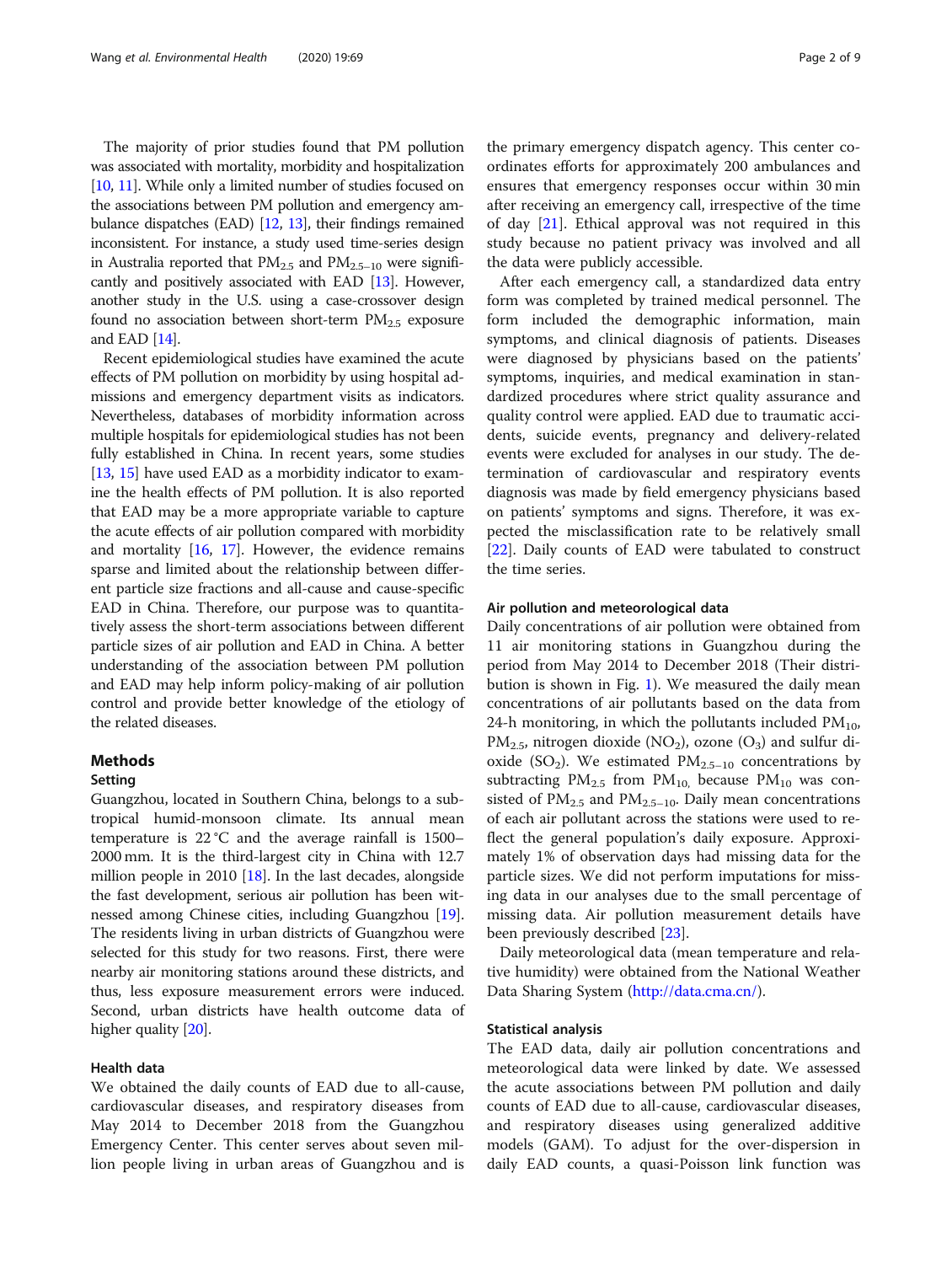The majority of prior studies found that PM pollution was associated with mortality, morbidity and hospitalization [10, 11]. While only a limited number of studies focused on the associations between PM pollution and emergency ambulance dispatches (EAD) [12, 13], their findings remained inconsistent. For instance, a study used time-series design in Australia reported that $PM_{2.5}$ and $PM_{2.5-10}$ were significantly and positively associated with EAD [13]. However, another study in the U.S. using a case-crossover design found no association between short-term $PM_{2.5}$ exposure and EAD [14].

Recent epidemiological studies have examined the acute effects of PM pollution on morbidity by using hospital admissions and emergency department visits as indicators. Nevertheless, databases of morbidity information across multiple hospitals for epidemiological studies has not been fully established in China. In recent years, some studies [13, 15] have used EAD as a morbidity indicator to examine the health effects of PM pollution. It is also reported that EAD may be a more appropriate variable to capture the acute effects of air pollution compared with morbidity and mortality [16, 17]. However, the evidence remains sparse and limited about the relationship between different particle size fractions and all-cause and cause-specific EAD in China. Therefore, our purpose was to quantitatively assess the short-term associations between different particle sizes of air pollution and EAD in China. A better understanding of the association between PM pollution and EAD may help inform policy-making of air pollution control and provide better knowledge of the etiology of the related diseases.

## Methods

### Setting

Guangzhou, located in Southern China, belongs to a subtropical humid-monsoon climate. Its annual mean temperature is 22 °C and the average rainfall is 1500–2000 mm. It is the third-largest city in China with 12.7 million people in 2010 [18]. In the last decades, alongside the fast development, serious air pollution has been witnessed among Chinese cities, including Guangzhou [19]. The residents living in urban districts of Guangzhou were selected for this study for two reasons. First, there were nearby air monitoring stations around these districts, and thus, less exposure measurement errors were induced. Second, urban districts have health outcome data of higher quality [20].

### Health data

We obtained the daily counts of EAD due to all-cause, cardiovascular diseases, and respiratory diseases from May 2014 to December 2018 from the Guangzhou Emergency Center. This center serves about seven million people living in urban areas of Guangzhou and is the primary emergency dispatch agency. This center coordinates efforts for approximately 200 ambulances and ensures that emergency responses occur within 30 min after receiving an emergency call, irrespective of the time of day [21]. Ethical approval was not required in this study because no patient privacy was involved and all the data were publicly accessible.

After each emergency call, a standardized data entry form was completed by trained medical personnel. The form included the demographic information, main symptoms, and clinical diagnosis of patients. Diseases were diagnosed by physicians based on the patients' symptoms, inquiries, and medical examination in standardized procedures where strict quality assurance and quality control were applied. EAD due to traumatic accidents, suicide events, pregnancy and delivery-related events were excluded for analyses in our study. The determination of cardiovascular and respiratory events diagnosis was made by field emergency physicians based on patients' symptoms and signs. Therefore, it was expected the misclassification rate to be relatively small [22]. Daily counts of EAD were tabulated to construct the time series.

### Air pollution and meteorological data

Daily concentrations of air pollution were obtained from 11 air monitoring stations in Guangzhou during the period from May 2014 to December 2018 (Their distribution is shown in Fig. 1). We measured the daily mean concentrations of air pollutants based on the data from 24-h monitoring, in which the pollutants included $PM_{10}$, $PM_{2.5}$, nitrogen dioxide ($NO_2$), ozone ($O_3$) and sulfur dioxide ($SO_2$). We estimated $PM_{2.5-10}$ concentrations by subtracting $PM_{2.5}$ from $PM_{10,}$ because $PM_{10}$ was consisted of $PM_{2.5}$ and $PM_{2.5-10}$. Daily mean concentrations of each air pollutant across the stations were used to reflect the general population's daily exposure. Approximately 1% of observation days had missing data for the particle sizes. We did not perform imputations for missing data in our analyses due to the small percentage of missing data. Air pollution measurement details have been previously described [23].

Daily meteorological data (mean temperature and relative humidity) were obtained from the National Weather Data Sharing System (http://data.cma.cn/).

### Statistical analysis

The EAD data, daily air pollution concentrations and meteorological data were linked by date. We assessed the acute associations between PM pollution and daily counts of EAD due to all-cause, cardiovascular diseases, and respiratory diseases using generalized additive models (GAM). To adjust for the over-dispersion in daily EAD counts, a quasi-Poisson link function was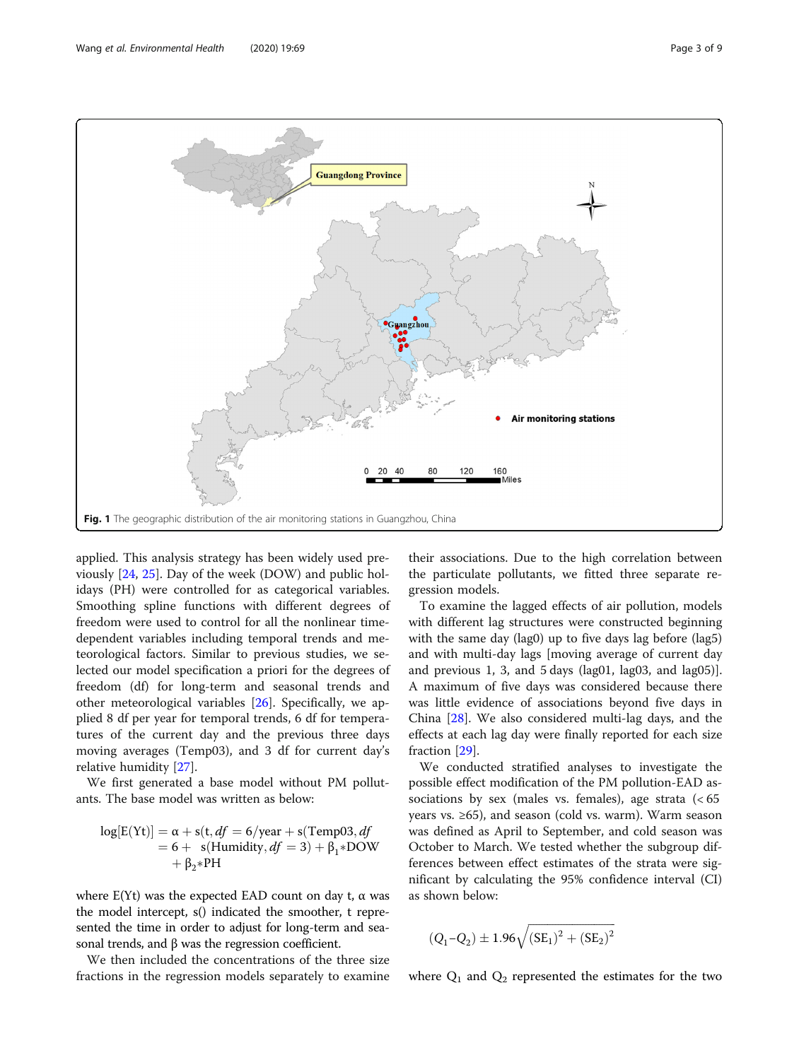Fig. 1 The geographic distribution of the air monitoring stations in Guangzhou, China

applied. This analysis strategy has been widely used previously [24, 25]. Day of the week (DOW) and public holidays (PH) were controlled for as categorical variables. Smoothing spline functions with different degrees of freedom were used to control for all the nonlinear time-dependent variables including temporal trends and meteorological factors. Similar to previous studies, we selected our model specification a priori for the degrees of freedom (df) for long-term and seasonal trends and other meteorological variables [26]. Specifically, we applied 8 df per year for temporal trends, 6 df for temperatures of the current day and the previous three days moving averages (Temp03), and 3 df for current day's relative humidity [27].

We first generated a base model without PM pollutants. The base model was written as below:

$$\log[E(Yt)] = \alpha + s(t, df = 6/\text{year} + s(\text{Temp03}, df = 6 + s(\text{Humidity}, df = 3) + \beta_1 * \text{DOW} + \beta_2 * \text{PH}$$

where E(Yt) was the expected EAD count on day t, α was the model intercept, s() indicated the smoother, t represented the time in order to adjust for long-term and seasonal trends, and β was the regression coefficient.

We then included the concentrations of the three size fractions in the regression models separately to examine their associations. Due to the high correlation between the particulate pollutants, we fitted three separate regression models.

To examine the lagged effects of air pollution, models with different lag structures were constructed beginning with the same day (lag0) up to five days lag before (lag5) and with multi-day lags [moving average of current day and previous 1, 3, and 5 days (lag01, lag03, and lag05)]. A maximum of five days was considered because there was little evidence of associations beyond five days in China [28]. We also considered multi-lag days, and the effects at each lag day were finally reported for each size fraction [29].

We conducted stratified analyses to investigate the possible effect modification of the PM pollution-EAD associations by sex (males vs. females), age strata (< 65 years vs. ≥65), and season (cold vs. warm). Warm season was defined as April to September, and cold season was October to March. We tested whether the subgroup differences between effect estimates of the strata were significant by calculating the 95% confidence interval (CI) as shown below:

$$(Q_1 - Q_2) \pm 1.96\sqrt{(\text{SE}_1)^2 + (\text{SE}_2)^2}$$

where $Q_1$ and $Q_2$ represented the estimates for the two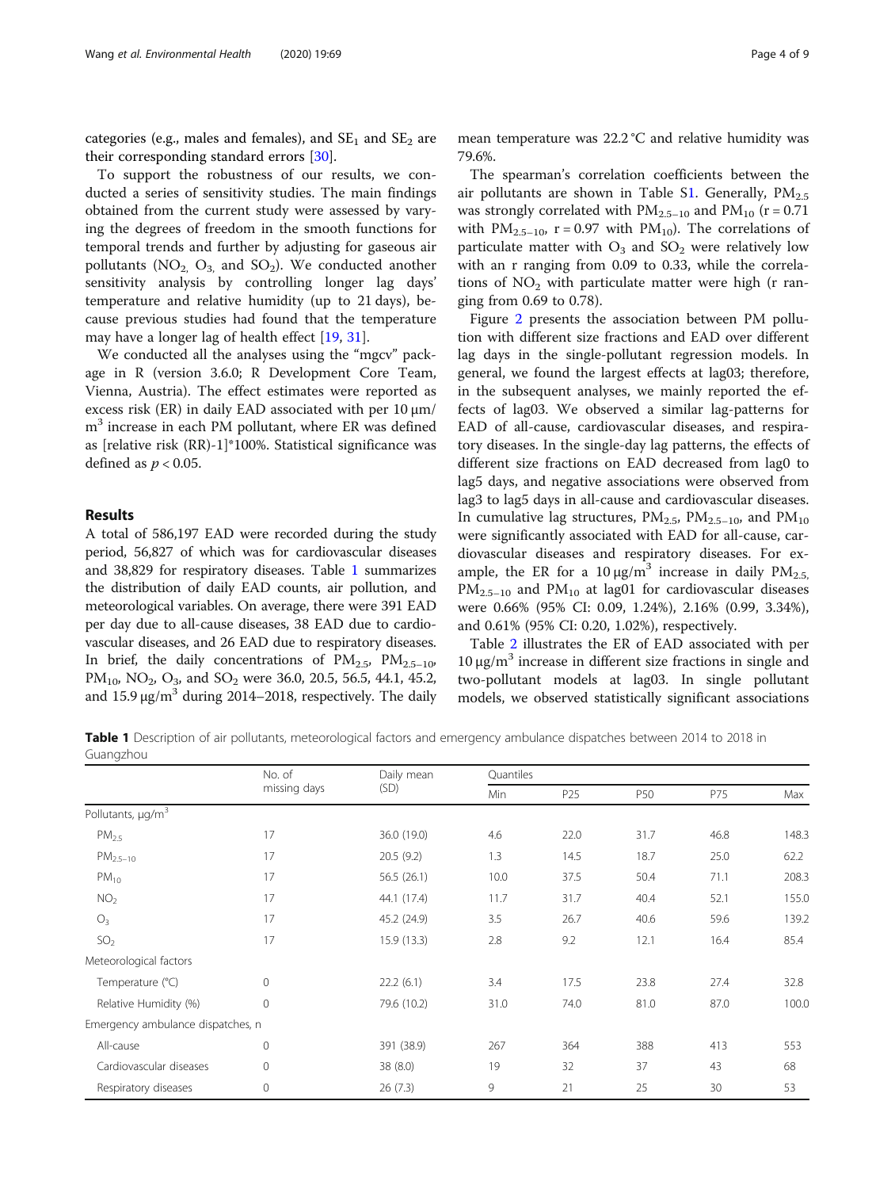categories (e.g., males and females), and $SE_1$ and $SE_2$ are their corresponding standard errors [30].

To support the robustness of our results, we conducted a series of sensitivity studies. The main findings obtained from the current study were assessed by varying the degrees of freedom in the smooth functions for temporal trends and further by adjusting for gaseous air pollutants ($NO_2$, $O_3$, and $SO_2$). We conducted another sensitivity analysis by controlling longer lag days' temperature and relative humidity (up to 21 days), because previous studies had found that the temperature may have a longer lag of health effect [19, 31].

We conducted all the analyses using the "mgcv" package in R (version 3.6.0; R Development Core Team, Vienna, Austria). The effect estimates were reported as excess risk (ER) in daily EAD associated with per 10 μm/m$^3$ increase in each PM pollutant, where ER was defined as [relative risk (RR)-1]*100%. Statistical significance was defined as $p < 0.05$.

## Results

A total of 586,197 EAD were recorded during the study period, 56,827 of which was for cardiovascular diseases and 38,829 for respiratory diseases. Table 1 summarizes the distribution of daily EAD counts, air pollution, and meteorological variables. On average, there were 391 EAD per day due to all-cause diseases, 38 EAD due to cardiovascular diseases, and 26 EAD due to respiratory diseases. In brief, the daily concentrations of $PM_{2.5}$, $PM_{2.5-10}$, $PM_{10}$, $NO_2$, $O_3$, and $SO_2$ were 36.0, 20.5, 56.5, 44.1, 45.2, and 15.9 μg/m$^3$ during 2014–2018, respectively. The daily mean temperature was 22.2 °C and relative humidity was 79.6%.

The spearman's correlation coefficients between the air pollutants are shown in Table S1. Generally, $PM_{2.5}$ was strongly correlated with $PM_{2.5-10}$ and $PM_{10}$ (r = 0.71 with $PM_{2.5-10}$, r = 0.97 with $PM_{10}$). The correlations of particulate matter with $O_3$ and $SO_2$ were relatively low with an r ranging from 0.09 to 0.33, while the correlations of $NO_2$ with particulate matter were high (r ranging from 0.69 to 0.78).

Figure 2 presents the association between PM pollution with different size fractions and EAD over different lag days in the single-pollutant regression models. In general, we found the largest effects at lag03; therefore, in the subsequent analyses, we mainly reported the effects of lag03. We observed a similar lag-patterns for EAD of all-cause, cardiovascular diseases, and respiratory diseases. In the single-day lag patterns, the effects of different size fractions on EAD decreased from lag0 to lag5 days, and negative associations were observed from lag3 to lag5 days in all-cause and cardiovascular diseases. In cumulative lag structures, $PM_{2.5}$, $PM_{2.5-10}$, and $PM_{10}$ were significantly associated with EAD for all-cause, cardiovascular diseases and respiratory diseases. For example, the ER for a 10 μg/m$^3$ increase in daily $PM_{2.5}$, $PM_{2.5-10}$ and $PM_{10}$ at lag01 for cardiovascular diseases were 0.66% (95% CI: 0.09, 1.24%), 2.16% (0.99, 3.34%), and 0.61% (95% CI: 0.20, 1.02%), respectively.

Table 2 illustrates the ER of EAD associated with per 10 μg/m$^3$ increase in different size fractions in single and two-pollutant models at lag03. In single pollutant models, we observed statistically significant associations

**Table 1** Description of air pollutants, meteorological factors and emergency ambulance dispatches between 2014 to 2018 in Guangzhou

| | No. of missing days | Daily mean (SD) | Quantiles | | | | |
|---|---|---|---|---|---|---|---|
| | | | Min | P25 | P50 | P75 | Max |
| Pollutants, μg/m$^3$ | | | | | | | |
| $PM_{2.5}$ | 17 | 36.0 (19.0) | 4.6 | 22.0 | 31.7 | 46.8 | 148.3 |
| $PM_{2.5-10}$ | 17 | 20.5 (9.2) | 1.3 | 14.5 | 18.7 | 25.0 | 62.2 |
| $PM_{10}$ | 17 | 56.5 (26.1) | 10.0 | 37.5 | 50.4 | 71.1 | 208.3 |
| $NO_2$ | 17 | 44.1 (17.4) | 11.7 | 31.7 | 40.4 | 52.1 | 155.0 |
| $O_3$ | 17 | 45.2 (24.9) | 3.5 | 26.7 | 40.6 | 59.6 | 139.2 |
| $SO_2$ | 17 | 15.9 (13.3) | 2.8 | 9.2 | 12.1 | 16.4 | 85.4 |
| Meteorological factors | | | | | | | |
| Temperature (°C) | 0 | 22.2 (6.1) | 3.4 | 17.5 | 23.8 | 27.4 | 32.8 |
| Relative Humidity (%) | 0 | 79.6 (10.2) | 31.0 | 74.0 | 81.0 | 87.0 | 100.0 |
| Emergency ambulance dispatches, n | | | | | | | |
| All-cause | 0 | 391 (38.9) | 267 | 364 | 388 | 413 | 553 |
| Cardiovascular diseases | 0 | 38 (8.0) | 19 | 32 | 37 | 43 | 68 |
| Respiratory diseases | 0 | 26 (7.3) | 9 | 21 | 25 | 30 | 53 |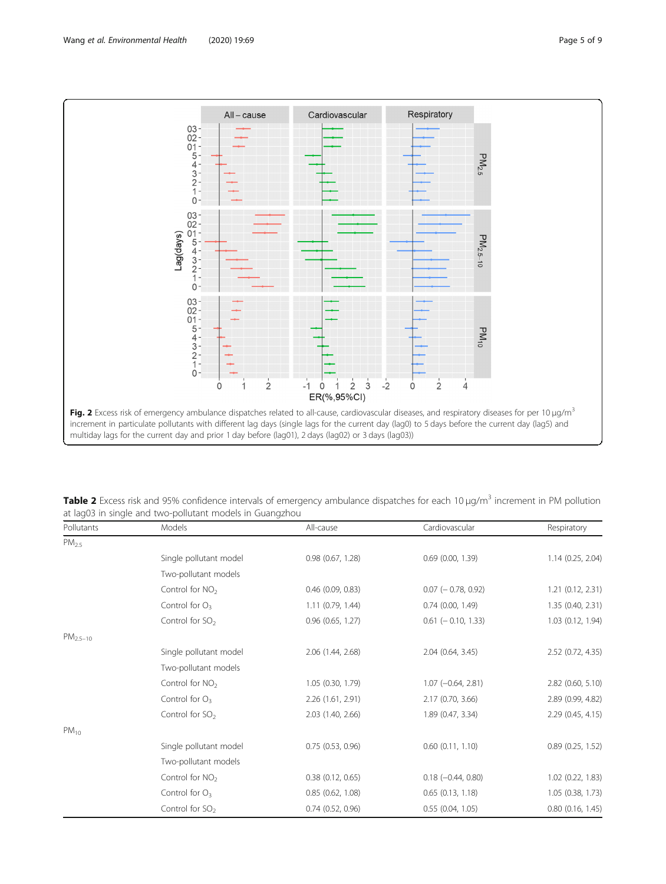**Fig. 2** Excess risk of emergency ambulance dispatches related to all-cause, cardiovascular diseases, and respiratory diseases for per 10 μg/m$^3$ increment in particulate pollutants with different lag days (single lags for the current day (lag0) to 5 days before the current day (lag5) and multiday lags for the current day and prior 1 day before (lag01), 2 days (lag02) or 3 days (lag03))

**Table 2** Excess risk and 95% confidence intervals of emergency ambulance dispatches for each 10 μg/m$^3$ increment in PM pollution at lag03 in single and two-pollutant models in Guangzhou

| Pollutants | Models | All-cause | Cardiovascular | Respiratory |
|---|---|---|---|---|
| $PM_{2.5}$ | | | | |
| | Single pollutant model | 0.98 (0.67, 1.28) | 0.69 (0.00, 1.39) | 1.14 (0.25, 2.04) |
| | Two-pollutant models | | | |
| | Control for $NO_2$ | 0.46 (0.09, 0.83) | 0.07 (− 0.78, 0.92) | 1.21 (0.12, 2.31) |
| | Control for $O_3$ | 1.11 (0.79, 1.44) | 0.74 (0.00, 1.49) | 1.35 (0.40, 2.31) |
| | Control for $SO_2$ | 0.96 (0.65, 1.27) | 0.61 (− 0.10, 1.33) | 1.03 (0.12, 1.94) |
| $PM_{2.5-10}$ | | | | |
| | Single pollutant model | 2.06 (1.44, 2.68) | 2.04 (0.64, 3.45) | 2.52 (0.72, 4.35) |
| | Two-pollutant models | | | |
| | Control for $NO_2$ | 1.05 (0.30, 1.79) | 1.07 (−0.64, 2.81) | 2.82 (0.60, 5.10) |
| | Control for $O_3$ | 2.26 (1.61, 2.91) | 2.17 (0.70, 3.66) | 2.89 (0.99, 4.82) |
| | Control for $SO_2$ | 2.03 (1.40, 2.66) | 1.89 (0.47, 3.34) | 2.29 (0.45, 4.15) |
| $PM_{10}$ | | | | |
| | Single pollutant model | 0.75 (0.53, 0.96) | 0.60 (0.11, 1.10) | 0.89 (0.25, 1.52) |
| | Two-pollutant models | | | |
| | Control for $NO_2$ | 0.38 (0.12, 0.65) | 0.18 (−0.44, 0.80) | 1.02 (0.22, 1.83) |
| | Control for $O_3$ | 0.85 (0.62, 1.08) | 0.65 (0.13, 1.18) | 1.05 (0.38, 1.73) |
| | Control for $SO_2$ | 0.74 (0.52, 0.96) | 0.55 (0.04, 1.05) | 0.80 (0.16, 1.45) |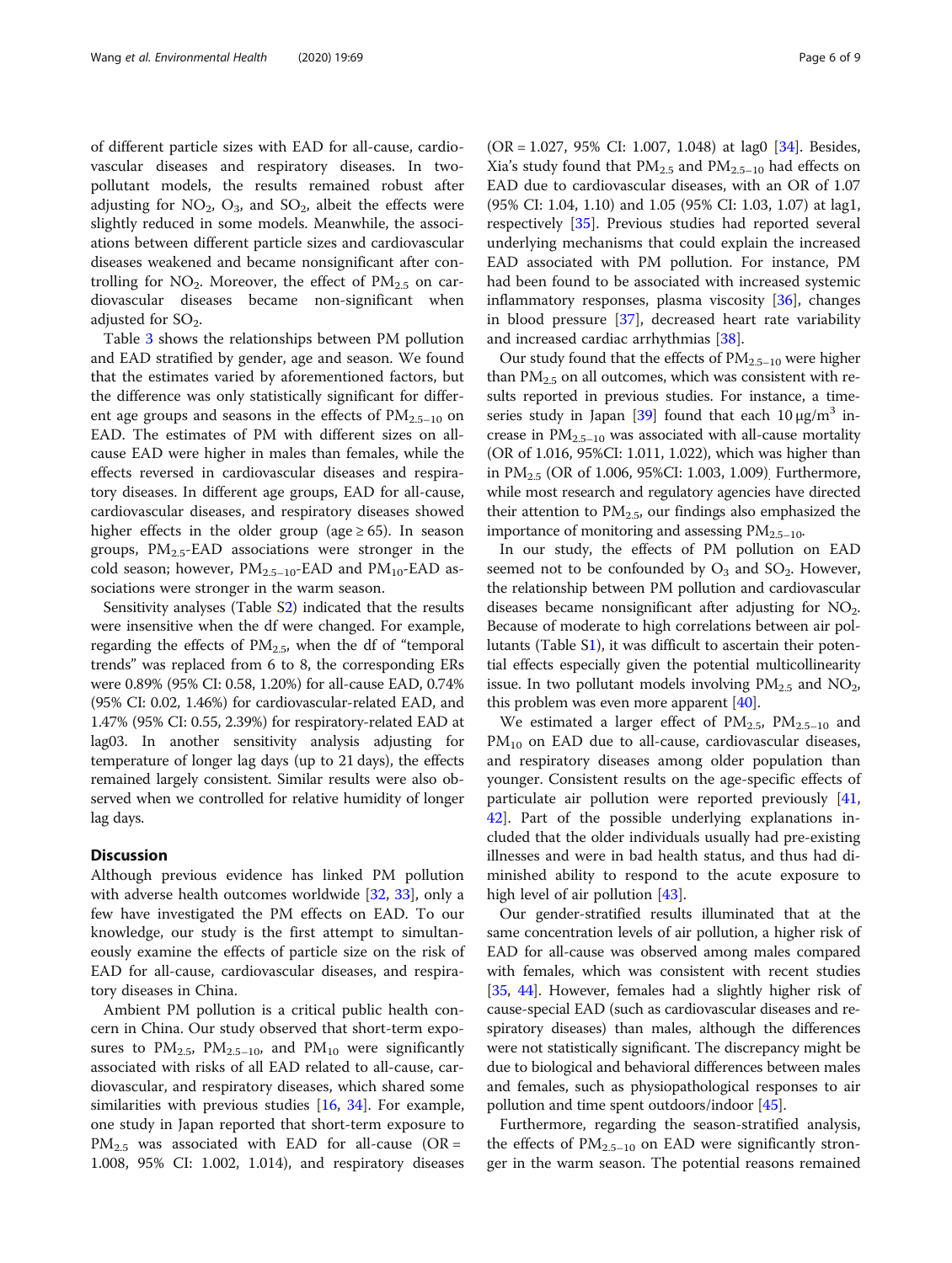of different particle sizes with EAD for all-cause, cardiovascular diseases and respiratory diseases. In two-pollutant models, the results remained robust after adjusting for $NO_2$, $O_3$, and $SO_2$, albeit the effects were slightly reduced in some models. Meanwhile, the associations between different particle sizes and cardiovascular diseases weakened and became nonsignificant after controlling for $NO_2$. Moreover, the effect of $PM_{2.5}$ on cardiovascular diseases became non-significant when adjusted for $SO_2$.

Table 3 shows the relationships between PM pollution and EAD stratified by gender, age and season. We found that the estimates varied by aforementioned factors, but the difference was only statistically significant for different age groups and seasons in the effects of $PM_{2.5-10}$ on EAD. The estimates of PM with different sizes on all-cause EAD were higher in males than females, while the effects reversed in cardiovascular diseases and respiratory diseases. In different age groups, EAD for all-cause, cardiovascular diseases, and respiratory diseases showed higher effects in the older group (age ≥ 65). In season groups, $PM_{2.5}$-EAD associations were stronger in the cold season; however, $PM_{2.5-10}$-EAD and $PM_{10}$-EAD associations were stronger in the warm season.

Sensitivity analyses (Table S2) indicated that the results were insensitive when the df were changed. For example, regarding the effects of $PM_{2.5}$, when the df of "temporal trends" was replaced from 6 to 8, the corresponding ERs were 0.89% (95% CI: 0.58, 1.20%) for all-cause EAD, 0.74% (95% CI: 0.02, 1.46%) for cardiovascular-related EAD, and 1.47% (95% CI: 0.55, 2.39%) for respiratory-related EAD at lag03. In another sensitivity analysis adjusting for temperature of longer lag days (up to 21 days), the effects remained largely consistent. Similar results were also observed when we controlled for relative humidity of longer lag days.

## Discussion

Although previous evidence has linked PM pollution with adverse health outcomes worldwide [32, 33], only a few have investigated the PM effects on EAD. To our knowledge, our study is the first attempt to simultaneously examine the effects of particle size on the risk of EAD for all-cause, cardiovascular diseases, and respiratory diseases in China.

Ambient PM pollution is a critical public health concern in China. Our study observed that short-term exposures to $PM_{2.5}$, $PM_{2.5-10}$, and $PM_{10}$ were significantly associated with risks of all EAD related to all-cause, cardiovascular, and respiratory diseases, which shared some similarities with previous studies [16, 34]. For example, one study in Japan reported that short-term exposure to $PM_{2.5}$ was associated with EAD for all-cause (OR = 1.008, 95% CI: 1.002, 1.014), and respiratory diseases (OR = 1.027, 95% CI: 1.007, 1.048) at lag0 [34]. Besides, Xia's study found that $PM_{2.5}$ and $PM_{2.5-10}$ had effects on EAD due to cardiovascular diseases, with an OR of 1.07 (95% CI: 1.04, 1.10) and 1.05 (95% CI: 1.03, 1.07) at lag1, respectively [35]. Previous studies had reported several underlying mechanisms that could explain the increased EAD associated with PM pollution. For instance, PM had been found to be associated with increased systemic inflammatory responses, plasma viscosity [36], changes in blood pressure [37], decreased heart rate variability and increased cardiac arrhythmias [38].

Our study found that the effects of $PM_{2.5-10}$ were higher than $PM_{2.5}$ on all outcomes, which was consistent with results reported in previous studies. For instance, a time-series study in Japan [39] found that each 10 $\mu g/m^3$ increase in $PM_{2.5-10}$ was associated with all-cause mortality (OR of 1.016, 95%CI: 1.011, 1.022), which was higher than in $PM_{2.5}$ (OR of 1.006, 95%CI: 1.003, 1.009). Furthermore, while most research and regulatory agencies have directed their attention to $PM_{2.5}$, our findings also emphasized the importance of monitoring and assessing $PM_{2.5-10}$.

In our study, the effects of PM pollution on EAD seemed not to be confounded by $O_3$ and $SO_2$. However, the relationship between PM pollution and cardiovascular diseases became nonsignificant after adjusting for $NO_2$. Because of moderate to high correlations between air pollutants (Table S1), it was difficult to ascertain their potential effects especially given the potential multicollinearity issue. In two pollutant models involving $PM_{2.5}$ and $NO_2$, this problem was even more apparent [40].

We estimated a larger effect of $PM_{2.5}$, $PM_{2.5-10}$ and $PM_{10}$ on EAD due to all-cause, cardiovascular diseases, and respiratory diseases among older population than younger. Consistent results on the age-specific effects of particulate air pollution were reported previously [41, 42]. Part of the possible underlying explanations included that the older individuals usually had pre-existing illnesses and were in bad health status, and thus had diminished ability to respond to the acute exposure to high level of air pollution [43].

Our gender-stratified results illuminated that at the same concentration levels of air pollution, a higher risk of EAD for all-cause was observed among males compared with females, which was consistent with recent studies [35, 44]. However, females had a slightly higher risk of cause-special EAD (such as cardiovascular diseases and respiratory diseases) than males, although the differences were not statistically significant. The discrepancy might be due to biological and behavioral differences between males and females, such as physiopathological responses to air pollution and time spent outdoors/indoor [45].

Furthermore, regarding the season-stratified analysis, the effects of $PM_{2.5-10}$ on EAD were significantly stronger in the warm season. The potential reasons remained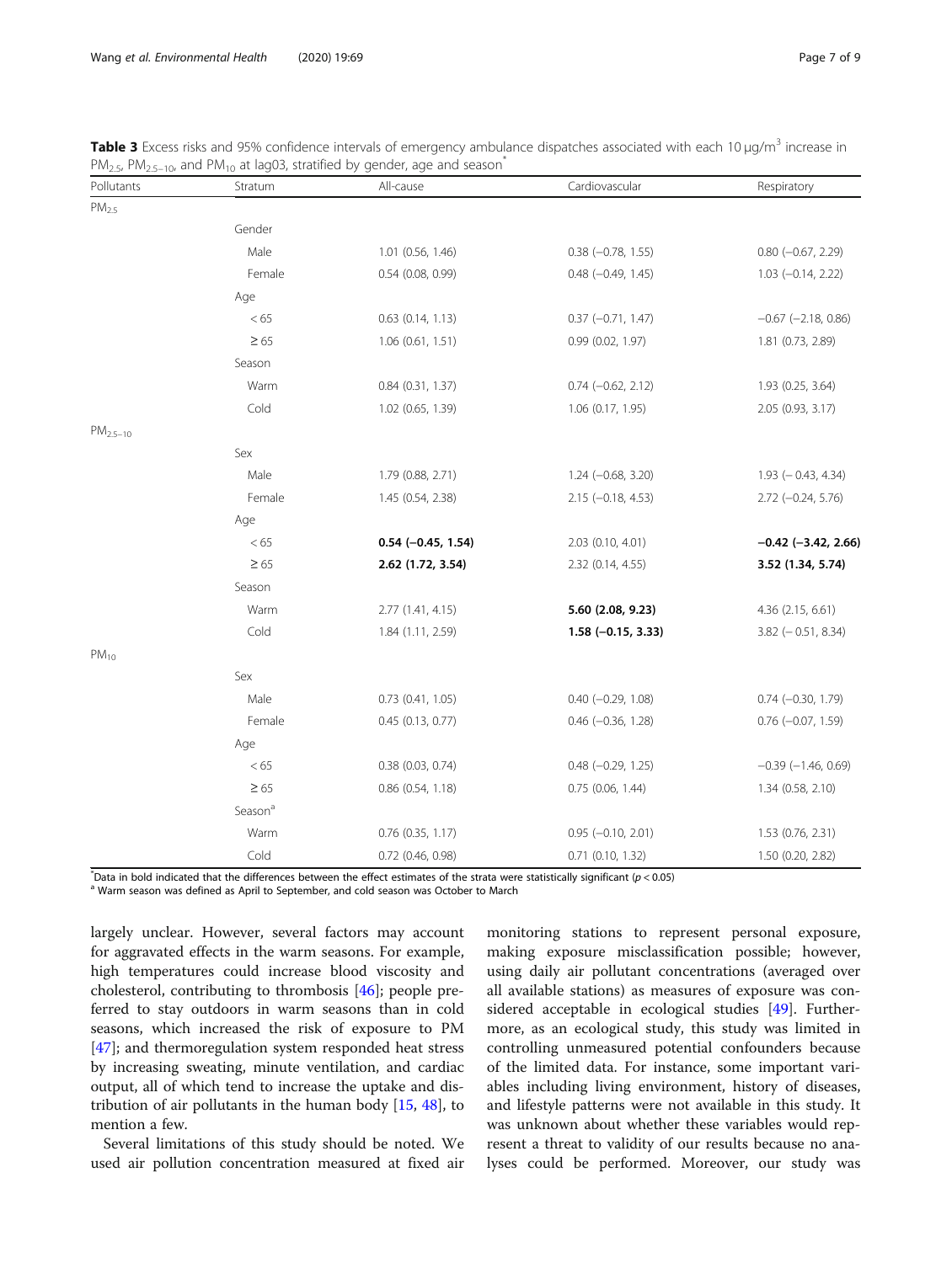**Table 3** Excess risks and 95% confidence intervals of emergency ambulance dispatches associated with each 10 μg/m[3] increase in $PM_{2.5}$, $PM_{2.5-10}$, and $PM_{10}$ at lag03, stratified by gender, age and season[*]

| Pollutants | Stratum | All-cause | Cardiovascular | Respiratory |
|---|---|---|---|---|
| $PM_{2.5}$ | | | | |
| | Gender | | | |
| | Male | 1.01 (0.56, 1.46) | 0.38 (−0.78, 1.55) | 0.80 (−0.67, 2.29) |
| | Female | 0.54 (0.08, 0.99) | 0.48 (−0.49, 1.45) | 1.03 (−0.14, 2.22) |
| | Age | | | |
| | < 65 | 0.63 (0.14, 1.13) | 0.37 (−0.71, 1.47) | −0.67 (−2.18, 0.86) |
| | ≥ 65 | 1.06 (0.61, 1.51) | 0.99 (0.02, 1.97) | 1.81 (0.73, 2.89) |
| | Season | | | |
| | Warm | 0.84 (0.31, 1.37) | 0.74 (−0.62, 2.12) | 1.93 (0.25, 3.64) |
| | Cold | 1.02 (0.65, 1.39) | 1.06 (0.17, 1.95) | 2.05 (0.93, 3.17) |
| $PM_{2.5-10}$ | | | | |
| | Sex | | | |
| | Male | 1.79 (0.88, 2.71) | 1.24 (−0.68, 3.20) | 1.93 (− 0.43, 4.34) |
| | Female | 1.45 (0.54, 2.38) | 2.15 (−0.18, 4.53) | 2.72 (−0.24, 5.76) |
| | Age | | | |
| | < 65 | **0.54 (−0.45, 1.54)** | 2.03 (0.10, 4.01) | **−0.42 (−3.42, 2.66)** |
| | ≥ 65 | **2.62 (1.72, 3.54)** | 2.32 (0.14, 4.55) | **3.52 (1.34, 5.74)** |
| | Season | | | |
| | Warm | 2.77 (1.41, 4.15) | **5.60 (2.08, 9.23)** | 4.36 (2.15, 6.61) |
| | Cold | 1.84 (1.11, 2.59) | **1.58 (−0.15, 3.33)** | 3.82 (− 0.51, 8.34) |
| $PM_{10}$ | | | | |
| | Sex | | | |
| | Male | 0.73 (0.41, 1.05) | 0.40 (−0.29, 1.08) | 0.74 (−0.30, 1.79) |
| | Female | 0.45 (0.13, 0.77) | 0.46 (−0.36, 1.28) | 0.76 (−0.07, 1.59) |
| | Age | | | |
| | < 65 | 0.38 (0.03, 0.74) | 0.48 (−0.29, 1.25) | −0.39 (−1.46, 0.69) |
| | ≥ 65 | 0.86 (0.54, 1.18) | 0.75 (0.06, 1.44) | 1.34 (0.58, 2.10) |
| | Season[a] | | | |
| | Warm | 0.76 (0.35, 1.17) | 0.95 (−0.10, 2.01) | 1.53 (0.76, 2.31) |
| | Cold | 0.72 (0.46, 0.98) | 0.71 (0.10, 1.32) | 1.50 (0.20, 2.82) |

[*]Data in bold indicated that the differences between the effect estimates of the strata were statistically significant ($p < 0.05$)
[a] Warm season was defined as April to September, and cold season was October to March

largely unclear. However, several factors may account for aggravated effects in the warm seasons. For example, high temperatures could increase blood viscosity and cholesterol, contributing to thrombosis [46]; people preferred to stay outdoors in warm seasons than in cold seasons, which increased the risk of exposure to PM [47]; and thermoregulation system responded heat stress by increasing sweating, minute ventilation, and cardiac output, all of which tend to increase the uptake and distribution of air pollutants in the human body [15, 48], to mention a few.

Several limitations of this study should be noted. We used air pollution concentration measured at fixed air monitoring stations to represent personal exposure, making exposure misclassification possible; however, using daily air pollutant concentrations (averaged over all available stations) as measures of exposure was considered acceptable in ecological studies [49]. Furthermore, as an ecological study, this study was limited in controlling unmeasured potential confounders because of the limited data. For instance, some important variables including living environment, history of diseases, and lifestyle patterns were not available in this study. It was unknown about whether these variables would represent a threat to validity of our results because no analyses could be performed. Moreover, our study was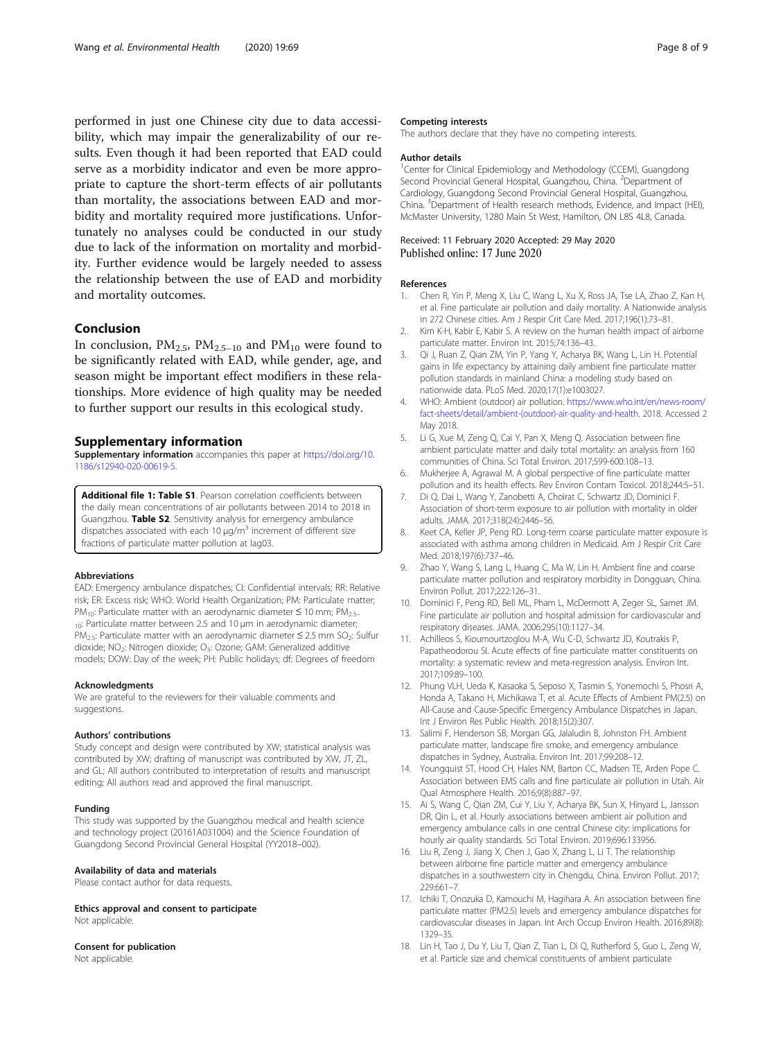performed in just one Chinese city due to data accessibility, which may impair the generalizability of our results. Even though it had been reported that EAD could serve as a morbidity indicator and even be more appropriate to capture the short-term effects of air pollutants than mortality, the associations between EAD and morbidity and mortality required more justifications. Unfortunately no analyses could be conducted in our study due to lack of the information on mortality and morbidity. Further evidence would be largely needed to assess the relationship between the use of EAD and morbidity and mortality outcomes.

## Conclusion

In conclusion, $PM_{2.5}$, $PM_{2.5-10}$ and $PM_{10}$ were found to be significantly related with EAD, while gender, age, and season might be important effect modifiers in these relationships. More evidence of high quality may be needed to further support our results in this ecological study.

## Supplementary information

**Supplementary information** accompanies this paper at https://doi.org/10.1186/s12940-020-00619-5.

**Additional file 1: Table S1**. Pearson correlation coefficients between the daily mean concentrations of air pollutants between 2014 to 2018 in Guangzhou. **Table S2**. Sensitivity analysis for emergency ambulance dispatches associated with each 10 μg/$m^3$ increment of different size fractions of particulate matter pollution at lag03.

#### Abbreviations

EAD: Emergency ambulance dispatches; CI: Confidential intervals; RR: Relative risk; ER: Excess risk; WHO: World Health Organization; PM: Particulate matter; $PM_{10}$: Particulate matter with an aerodynamic diameter ≤ 10 mm; $PM_{2.5-10}$: Particulate matter between 2.5 and 10 μm in aerodynamic diameter; $PM_{2.5}$: Particulate matter with an aerodynamic diameter ≤ 2.5 mm $SO_2$: Sulfur dioxide; $NO_2$: Nitrogen dioxide; $O_3$: Ozone; GAM: Generalized additive models; DOW: Day of the week; PH: Public holidays; df: Degrees of freedom

#### Acknowledgments

We are grateful to the reviewers for their valuable comments and suggestions.

#### Authors' contributions

Study concept and design were contributed by XW; statistical analysis was contributed by XW; drafting of manuscript was contributed by XW, JT, ZL, and GL; All authors contributed to interpretation of results and manuscript editing; All authors read and approved the final manuscript.

#### Funding

This study was supported by the Guangzhou medical and health science and technology project (20161A031004) and the Science Foundation of Guangdong Second Provincial General Hospital (YY2018–002).

#### Availability of data and materials

Please contact author for data requests.

#### Ethics approval and consent to participate

Not applicable.

#### Consent for publication

Not applicable.

#### Competing interests

The authors declare that they have no competing interests.

#### Author details

[1]Center for Clinical Epidemiology and Methodology (CCEM), Guangdong Second Provincial General Hospital, Guangzhou, China. [2]Department of Cardiology, Guangdong Second Provincial General Hospital, Guangzhou, China. [3]Department of Health research methods, Evidence, and Impact (HEI), McMaster University, 1280 Main St West, Hamilton, ON L8S 4L8, Canada.

Received: 11 February 2020 Accepted: 29 May 2020
Published online: 17 June 2020

#### References

1. Chen R, Yin P, Meng X, Liu C, Wang L, Xu X, Ross JA, Tse LA, Zhao Z, Kan H, et al. Fine particulate air pollution and daily mortality. A Nationwide analysis in 272 Chinese cities. Am J Respir Crit Care Med. 2017;196(1):73–81.
2. Kim K-H, Kabir E, Kabir S. A review on the human health impact of airborne particulate matter. Environ Int. 2015;74:136–43.
3. Qi J, Ruan Z, Qian ZM, Yin P, Yang Y, Acharya BK, Wang L, Lin H. Potential gains in life expectancy by attaining daily ambient fine particulate matter pollution standards in mainland China: a modeling study based on nationwide data. PLoS Med. 2020;17(1):e1003027.
4. WHO: Ambient (outdoor) air pollution. https://www.who.int/en/news-room/fact-sheets/detail/ambient-(outdoor)-air-quality-and-health. 2018. Accessed 2 May 2018.
5. Li G, Xue M, Zeng Q, Cai Y, Pan X, Meng Q. Association between fine ambient particulate matter and daily total mortality: an analysis from 160 communities of China. Sci Total Environ. 2017;599-600:108–13.
6. Mukherjee A, Agrawal M. A global perspective of fine particulate matter pollution and its health effects. Rev Environ Contam Toxicol. 2018;244:5–51.
7. Di Q, Dai L, Wang Y, Zanobetti A, Choirat C, Schwartz JD, Dominici F. Association of short-term exposure to air pollution with mortality in older adults. JAMA. 2017;318(24):2446–56.
8. Keet CA, Keller JP, Peng RD. Long-term coarse particulate matter exposure is associated with asthma among children in Medicaid. Am J Respir Crit Care Med. 2018;197(6):737–46.
9. Zhao Y, Wang S, Lang L, Huang C, Ma W, Lin H. Ambient fine and coarse particulate matter pollution and respiratory morbidity in Dongguan, China. Environ Pollut. 2017;222:126–31.
10. Dominici F, Peng RD, Bell ML, Pham L, McDermott A, Zeger SL, Samet JM. Fine particulate air pollution and hospital admission for cardiovascular and respiratory diseases. JAMA. 2006;295(10):1127–34.
11. Achilleos S, Kioumourtzoglou M-A, Wu C-D, Schwartz JD, Koutrakis P, Papatheodorou SI. Acute effects of fine particulate matter constituents on mortality: a systematic review and meta-regression analysis. Environ Int. 2017;109:89–100.
12. Phung VLH, Ueda K, Kasaoka S, Seposo X, Tasmin S, Yonemochi S, Phosri A, Honda A, Takano H, Michikawa T, et al. Acute Effects of Ambient PM(2.5) on All-Cause and Cause-Specific Emergency Ambulance Dispatches in Japan. Int J Environ Res Public Health. 2018;15(2):307.
13. Salimi F, Henderson SB, Morgan GG, Jalaludin B, Johnston FH. Ambient particulate matter, landscape fire smoke, and emergency ambulance dispatches in Sydney, Australia. Environ Int. 2017;99:208–12.
14. Youngquist ST, Hood CH, Hales NM, Barton CC, Madsen TE, Arden Pope C. Association between EMS calls and fine particulate air pollution in Utah. Air Qual Atmosphere Health. 2016;9(8):887–97.
15. Ai S, Wang C, Qian ZM, Cui Y, Liu Y, Acharya BK, Sun X, Hinyard L, Jansson DR, Qin L, et al. Hourly associations between ambient air pollution and emergency ambulance calls in one central Chinese city: implications for hourly air quality standards. Sci Total Environ. 2019;696:133956.
16. Liu R, Zeng J, Jiang X, Chen J, Gao X, Zhang L, Li T. The relationship between airborne fine particle matter and emergency ambulance dispatches in a southwestern city in Chengdu, China. Environ Pollut. 2017;229:661–7.
17. Ichiki T, Onozuka D, Kamouchi M, Hagihara A. An association between fine particulate matter (PM2.5) levels and emergency ambulance dispatches for cardiovascular diseases in Japan. Int Arch Occup Environ Health. 2016;89(8):1329–35.
18. Lin H, Tao J, Du Y, Liu T, Qian Z, Tian L, Di Q, Rutherford S, Guo L, Zeng W, et al. Particle size and chemical constituents of ambient particulate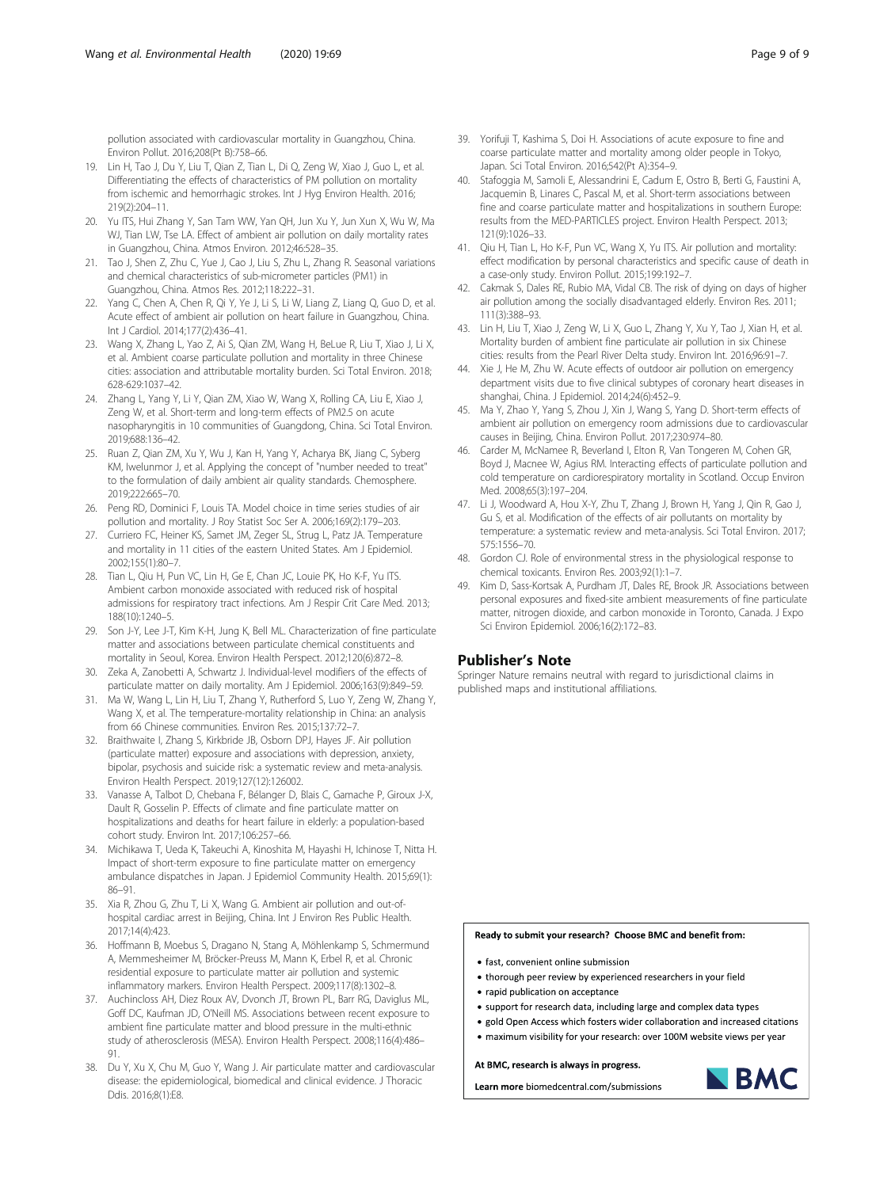pollution associated with cardiovascular mortality in Guangzhou, China. Environ Pollut. 2016;208(Pt B):758–66.

19. Lin H, Tao J, Du Y, Liu T, Qian Z, Tian L, Di Q, Zeng W, Xiao J, Guo L, et al. Differentiating the effects of characteristics of PM pollution on mortality from ischemic and hemorrhagic strokes. Int J Hyg Environ Health. 2016; 219(2):204–11.
20. Yu ITS, Hui Zhang Y, San Tam WW, Yan QH, Jun Xu Y, Jun Xun X, Wu W, Ma WJ, Tian LW, Tse LA. Effect of ambient air pollution on daily mortality rates in Guangzhou, China. Atmos Environ. 2012;46:528–35.
21. Tao J, Shen Z, Zhu C, Yue J, Cao J, Liu S, Zhu L, Zhang R. Seasonal variations and chemical characteristics of sub-micrometer particles (PM1) in Guangzhou, China. Atmos Res. 2012;118:222–31.
22. Yang C, Chen A, Chen R, Qi Y, Ye J, Li S, Li W, Liang Z, Liang Q, Guo D, et al. Acute effect of ambient air pollution on heart failure in Guangzhou, China. Int J Cardiol. 2014;177(2):436–41.
23. Wang X, Zhang L, Yao Z, Ai S, Qian ZM, Wang H, BeLue R, Liu T, Xiao J, Li X, et al. Ambient coarse particulate pollution and mortality in three Chinese cities: association and attributable mortality burden. Sci Total Environ. 2018; 628-629:1037–42.
24. Zhang L, Yang Y, Li Y, Qian ZM, Xiao W, Wang X, Rolling CA, Liu E, Xiao J, Zeng W, et al. Short-term and long-term effects of PM2.5 on acute nasopharyngitis in 10 communities of Guangdong, China. Sci Total Environ. 2019;688:136–42.
25. Ruan Z, Qian ZM, Xu Y, Wu J, Kan H, Yang Y, Acharya BK, Jiang C, Syberg KM, Iwelunmor J, et al. Applying the concept of "number needed to treat" to the formulation of daily ambient air quality standards. Chemosphere. 2019;222:665–70.
26. Peng RD, Dominici F, Louis TA. Model choice in time series studies of air pollution and mortality. J Roy Statist Soc Ser A. 2006;169(2):179–203.
27. Curriero FC, Heiner KS, Samet JM, Zeger SL, Strug L, Patz JA. Temperature and mortality in 11 cities of the eastern United States. Am J Epidemiol. 2002;155(1):80–7.
28. Tian L, Qiu H, Pun VC, Lin H, Ge E, Chan JC, Louie PK, Ho K-F, Yu ITS. Ambient carbon monoxide associated with reduced risk of hospital admissions for respiratory tract infections. Am J Respir Crit Care Med. 2013; 188(10):1240–5.
29. Son J-Y, Lee J-T, Kim K-H, Jung K, Bell ML. Characterization of fine particulate matter and associations between particulate chemical constituents and mortality in Seoul, Korea. Environ Health Perspect. 2012;120(6):872–8.
30. Zeka A, Zanobetti A, Schwartz J. Individual-level modifiers of the effects of particulate matter on daily mortality. Am J Epidemiol. 2006;163(9):849–59.
31. Ma W, Wang L, Lin H, Liu T, Zhang Y, Rutherford S, Luo Y, Zeng W, Zhang Y, Wang X, et al. The temperature-mortality relationship in China: an analysis from 66 Chinese communities. Environ Res. 2015;137:72–7.
32. Braithwaite I, Zhang S, Kirkbride JB, Osborn DPJ, Hayes JF. Air pollution (particulate matter) exposure and associations with depression, anxiety, bipolar, psychosis and suicide risk: a systematic review and meta-analysis. Environ Health Perspect. 2019;127(12):126002.
33. Vanasse A, Talbot D, Chebana F, Bélanger D, Blais C, Gamache P, Giroux J-X, Dault R, Gosselin P. Effects of climate and fine particulate matter on hospitalizations and deaths for heart failure in elderly: a population-based cohort study. Environ Int. 2017;106:257–66.
34. Michikawa T, Ueda K, Takeuchi A, Kinoshita M, Hayashi H, Ichinose T, Nitta H. Impact of short-term exposure to fine particulate matter on emergency ambulance dispatches in Japan. J Epidemiol Community Health. 2015;69(1): 86–91.
35. Xia R, Zhou G, Zhu T, Li X, Wang G. Ambient air pollution and out-of-hospital cardiac arrest in Beijing, China. Int J Environ Res Public Health. 2017;14(4):423.
36. Hoffmann B, Moebus S, Dragano N, Stang A, Möhlenkamp S, Schmermund A, Memmesheimer M, Bröcker-Preuss M, Mann K, Erbel R, et al. Chronic residential exposure to particulate matter air pollution and systemic inflammatory markers. Environ Health Perspect. 2009;117(8):1302–8.
37. Auchincloss AH, Diez Roux AV, Dvonch JT, Brown PL, Barr RG, Daviglus ML, Goff DC, Kaufman JD, O'Neill MS. Associations between recent exposure to ambient fine particulate matter and blood pressure in the multi-ethnic study of atherosclerosis (MESA). Environ Health Perspect. 2008;116(4):486–91.
38. Du Y, Xu X, Chu M, Guo Y, Wang J. Air particulate matter and cardiovascular disease: the epidemiological, biomedical and clinical evidence. J Thoracic Ddis. 2016;8(1):E8.
39. Yorifuji T, Kashima S, Doi H. Associations of acute exposure to fine and coarse particulate matter and mortality among older people in Tokyo, Japan. Sci Total Environ. 2016;542(Pt A):354–9.
40. Stafoggia M, Samoli E, Alessandrini E, Cadum E, Ostro B, Berti G, Faustini A, Jacquemin B, Linares C, Pascal M, et al. Short-term associations between fine and coarse particulate matter and hospitalizations in southern Europe: results from the MED-PARTICLES project. Environ Health Perspect. 2013; 121(9):1026–33.
41. Qiu H, Tian L, Ho K-F, Pun VC, Wang X, Yu ITS. Air pollution and mortality: effect modification by personal characteristics and specific cause of death in a case-only study. Environ Pollut. 2015;199:192–7.
42. Cakmak S, Dales RE, Rubio MA, Vidal CB. The risk of dying on days of higher air pollution among the socially disadvantaged elderly. Environ Res. 2011; 111(3):388–93.
43. Lin H, Liu T, Xiao J, Zeng W, Li X, Guo L, Zhang Y, Xu Y, Tao J, Xian H, et al. Mortality burden of ambient fine particulate air pollution in six Chinese cities: results from the Pearl River Delta study. Environ Int. 2016;96:91–7.
44. Xie J, He M, Zhu W. Acute effects of outdoor air pollution on emergency department visits due to five clinical subtypes of coronary heart diseases in shanghai, China. J Epidemiol. 2014;24(6):452–9.
45. Ma Y, Zhao Y, Yang S, Zhou J, Xin J, Wang S, Yang D. Short-term effects of ambient air pollution on emergency room admissions due to cardiovascular causes in Beijing, China. Environ Pollut. 2017;230:974–80.
46. Carder M, McNamee R, Beverland I, Elton R, Van Tongeren M, Cohen GR, Boyd J, Macnee W, Agius RM. Interacting effects of particulate pollution and cold temperature on cardiorespiratory mortality in Scotland. Occup Environ Med. 2008;65(3):197–204.
47. Li J, Woodward A, Hou X-Y, Zhu T, Zhang J, Brown H, Yang J, Qin R, Gao J, Gu S, et al. Modification of the effects of air pollutants on mortality by temperature: a systematic review and meta-analysis. Sci Total Environ. 2017; 575:1556–70.
48. Gordon CJ. Role of environmental stress in the physiological response to chemical toxicants. Environ Res. 2003;92(1):1–7.
49. Kim D, Sass-Kortsak A, Purdham JT, Dales RE, Brook JR. Associations between personal exposures and fixed-site ambient measurements of fine particulate matter, nitrogen dioxide, and carbon monoxide in Toronto, Canada. J Expo Sci Environ Epidemiol. 2006;16(2):172–83.

## Publisher's Note

Springer Nature remains neutral with regard to jurisdictional claims in published maps and institutional affiliations.

**Ready to submit your research? Choose BMC and benefit from:**

- fast, convenient online submission
- thorough peer review by experienced researchers in your field
- rapid publication on acceptance
- support for research data, including large and complex data types
- gold Open Access which fosters wider collaboration and increased citations
- maximum visibility for your research: over 100M website views per year

**At BMC, research is always in progress.**

**Learn more** biomedcentral.com/submissions

BMC